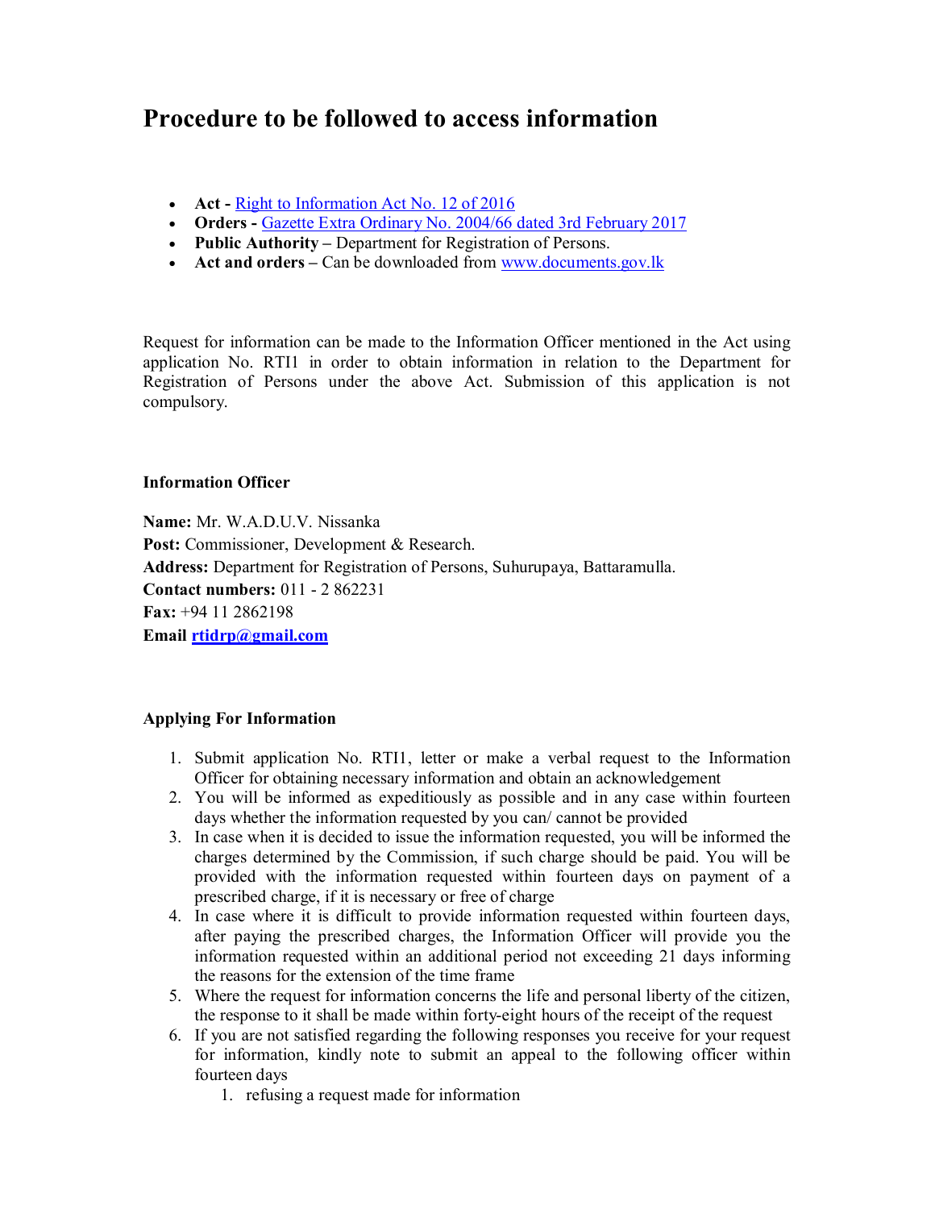# Procedure to be followed to access information

- **Act -** [Right to Information Act No. 12 of 2016]
- **Orders -** [Gazette Extra Ordinary No. 2004/66 dated 3rd February 2017]
- **Public Authority –** Department for Registration of Persons.
- **Act and orders –** Can be downloaded from [www.documents.gov.lk]

Request for information can be made to the Information Officer mentioned in the Act using application No. RTI1 in order to obtain information in relation to the Department for Registration of Persons under the above Act. Submission of this application is not compulsory.

### Information Officer

**Name:** Mr. W.A.D.U.V. Nissanka
**Post:** Commissioner, Development & Research.
**Address:** Department for Registration of Persons, Suhurupaya, Battaramulla.
**Contact numbers:** 011 - 2 862231
**Fax:** +94 11 2862198
**Email** **rtidrp@gmail.com**

### Applying For Information

1. Submit application No. RTI1, letter or make a verbal request to the Information Officer for obtaining necessary information and obtain an acknowledgement
2. You will be informed as expeditiously as possible and in any case within fourteen days whether the information requested by you can/ cannot be provided
3. In case when it is decided to issue the information requested, you will be informed the charges determined by the Commission, if such charge should be paid. You will be provided with the information requested within fourteen days on payment of a prescribed charge, if it is necessary or free of charge
4. In case where it is difficult to provide information requested within fourteen days, after paying the prescribed charges, the Information Officer will provide you the information requested within an additional period not exceeding 21 days informing the reasons for the extension of the time frame
5. Where the request for information concerns the life and personal liberty of the citizen, the response to it shall be made within forty-eight hours of the receipt of the request
6. If you are not satisfied regarding the following responses you receive for your request for information, kindly note to submit an appeal to the following officer within fourteen days
    1. refusing a request made for information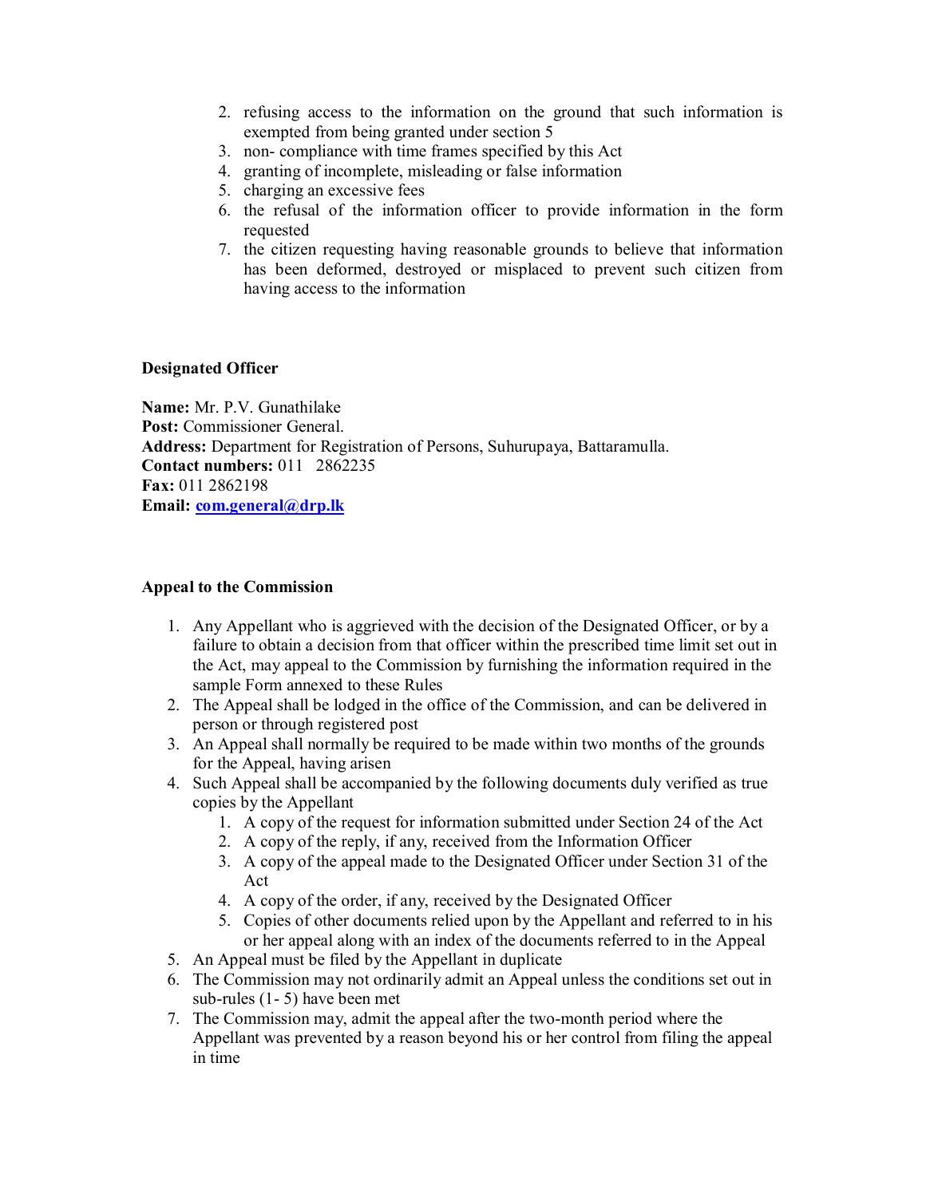2. refusing access to the information on the ground that such information is exempted from being granted under section 5
3. non- compliance with time frames specified by this Act
4. granting of incomplete, misleading or false information
5. charging an excessive fees
6. the refusal of the information officer to provide information in the form requested
7. the citizen requesting having reasonable grounds to believe that information has been deformed, destroyed or misplaced to prevent such citizen from having access to the information

**Designated Officer**

**Name:** Mr. P.V. Gunathilake
**Post:** Commissioner General.
**Address:** Department for Registration of Persons, Suhurupaya, Battaramulla.
**Contact numbers:** 011 2862235
**Fax:** 011 2862198
**Email:** com.general@drp.lk

**Appeal to the Commission**

1. Any Appellant who is aggrieved with the decision of the Designated Officer, or by a failure to obtain a decision from that officer within the prescribed time limit set out in the Act, may appeal to the Commission by furnishing the information required in the sample Form annexed to these Rules
2. The Appeal shall be lodged in the office of the Commission, and can be delivered in person or through registered post
3. An Appeal shall normally be required to be made within two months of the grounds for the Appeal, having arisen
4. Such Appeal shall be accompanied by the following documents duly verified as true copies by the Appellant
   1. A copy of the request for information submitted under Section 24 of the Act
   2. A copy of the reply, if any, received from the Information Officer
   3. A copy of the appeal made to the Designated Officer under Section 31 of the Act
   4. A copy of the order, if any, received by the Designated Officer
   5. Copies of other documents relied upon by the Appellant and referred to in his or her appeal along with an index of the documents referred to in the Appeal
5. An Appeal must be filed by the Appellant in duplicate
6. The Commission may not ordinarily admit an Appeal unless the conditions set out in sub-rules (1- 5) have been met
7. The Commission may, admit the appeal after the two-month period where the Appellant was prevented by a reason beyond his or her control from filing the appeal in time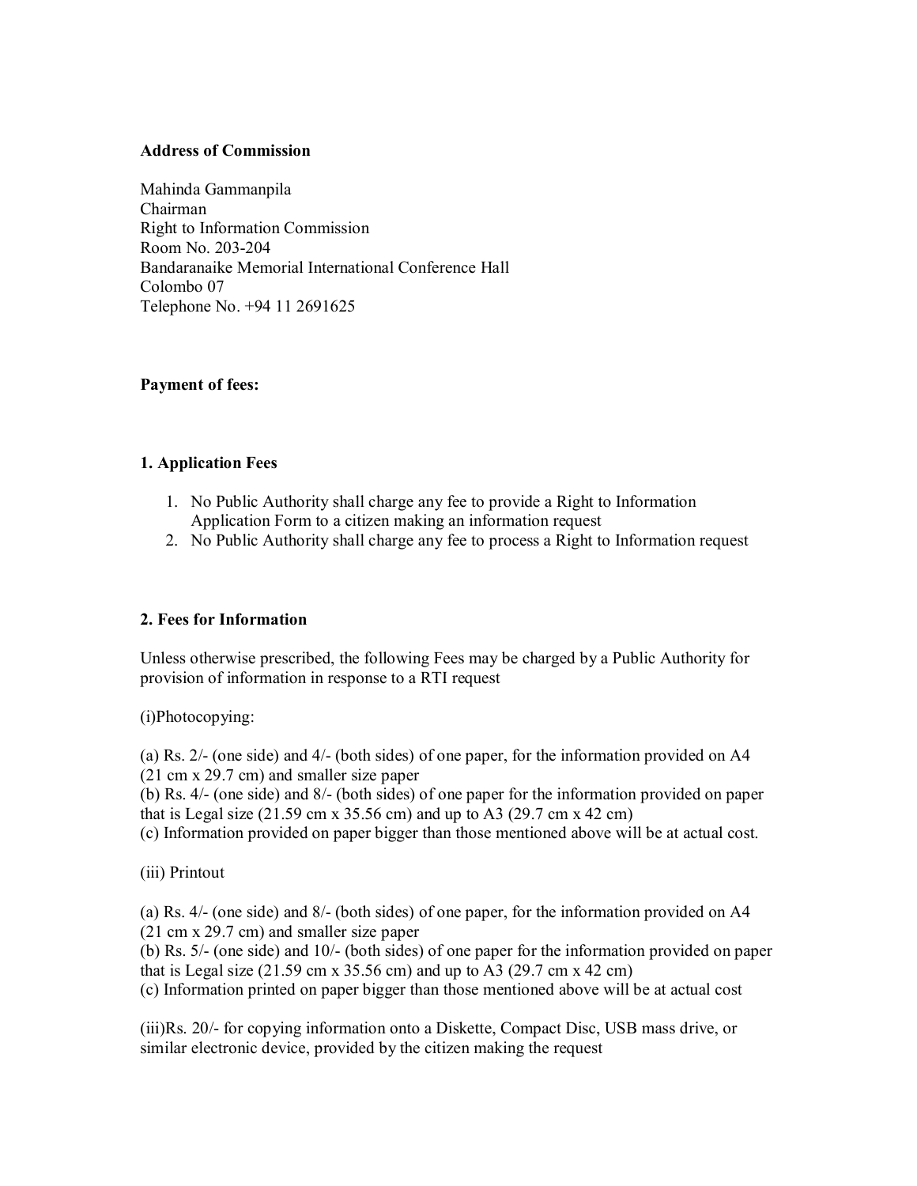**Address of Commission**

Mahinda Gammanpila
Chairman
Right to Information Commission
Room No. 203-204
Bandaranaike Memorial International Conference Hall
Colombo 07
Telephone No. +94 11 2691625

**Payment of fees:**

**1. Application Fees**

1. No Public Authority shall charge any fee to provide a Right to Information Application Form to a citizen making an information request
2. No Public Authority shall charge any fee to process a Right to Information request

**2. Fees for Information**

Unless otherwise prescribed, the following Fees may be charged by a Public Authority for provision of information in response to a RTI request

(i)Photocopying:

(a) Rs. 2/- (one side) and 4/- (both sides) of one paper, for the information provided on A4 (21 cm x 29.7 cm) and smaller size paper
(b) Rs. 4/- (one side) and 8/- (both sides) of one paper for the information provided on paper that is Legal size (21.59 cm x 35.56 cm) and up to A3 (29.7 cm x 42 cm)
(c) Information provided on paper bigger than those mentioned above will be at actual cost.

(iii) Printout

(a) Rs. 4/- (one side) and 8/- (both sides) of one paper, for the information provided on A4 (21 cm x 29.7 cm) and smaller size paper
(b) Rs. 5/- (one side) and 10/- (both sides) of one paper for the information provided on paper that is Legal size (21.59 cm x 35.56 cm) and up to A3 (29.7 cm x 42 cm)
(c) Information printed on paper bigger than those mentioned above will be at actual cost

(iii)Rs. 20/- for copying information onto a Diskette, Compact Disc, USB mass drive, or similar electronic device, provided by the citizen making the request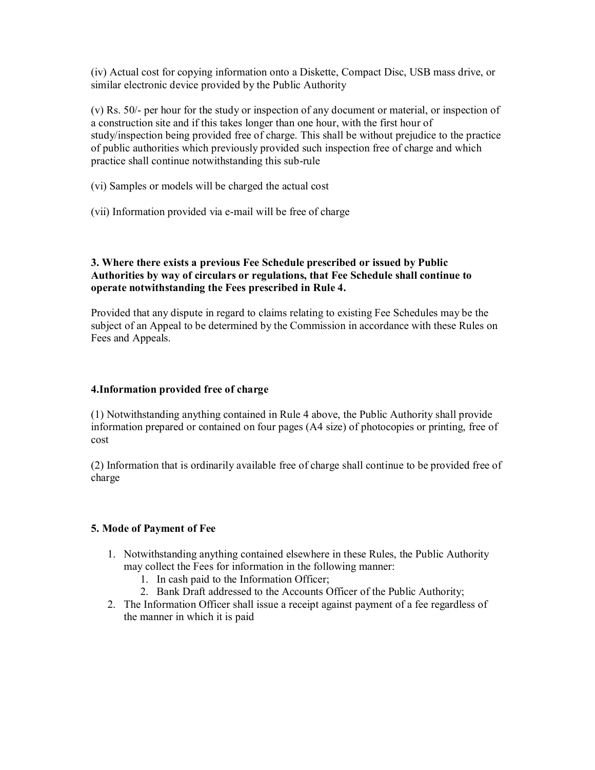(iv) Actual cost for copying information onto a Diskette, Compact Disc, USB mass drive, or similar electronic device provided by the Public Authority

(v) Rs. 50/- per hour for the study or inspection of any document or material, or inspection of a construction site and if this takes longer than one hour, with the first hour of study/inspection being provided free of charge. This shall be without prejudice to the practice of public authorities which previously provided such inspection free of charge and which practice shall continue notwithstanding this sub-rule

(vi) Samples or models will be charged the actual cost

(vii) Information provided via e-mail will be free of charge

**3. Where there exists a previous Fee Schedule prescribed or issued by Public Authorities by way of circulars or regulations, that Fee Schedule shall continue to operate notwithstanding the Fees prescribed in Rule 4.**

Provided that any dispute in regard to claims relating to existing Fee Schedules may be the subject of an Appeal to be determined by the Commission in accordance with these Rules on Fees and Appeals.

**4.Information provided free of charge**

(1) Notwithstanding anything contained in Rule 4 above, the Public Authority shall provide information prepared or contained on four pages (A4 size) of photocopies or printing, free of cost

(2) Information that is ordinarily available free of charge shall continue to be provided free of charge

**5. Mode of Payment of Fee**

1. Notwithstanding anything contained elsewhere in these Rules, the Public Authority may collect the Fees for information in the following manner:
    1. In cash paid to the Information Officer;
    2. Bank Draft addressed to the Accounts Officer of the Public Authority;
2. The Information Officer shall issue a receipt against payment of a fee regardless of the manner in which it is paid